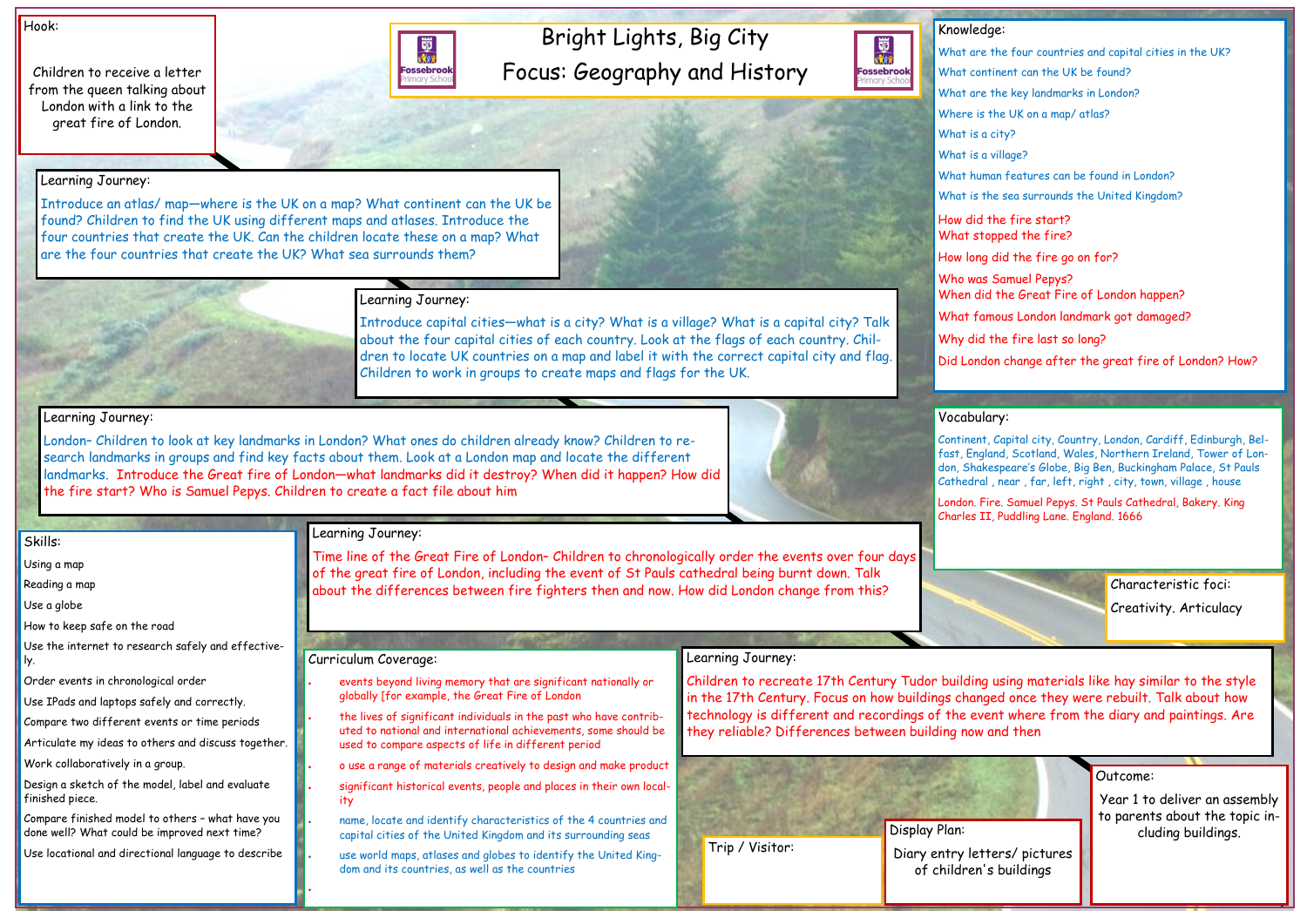# Bright Lights, Big City

## Focus: Geography and History

### Hook:

Children to receive a letter from the queen talking about London with a link to the great fire of London.

### Learning Journey:

Introduce an atlas/ map—where is the UK on a map? What continent can the UK be found? Children to find the UK using different maps and atlases. Introduce the four countries that create the UK. Can the children locate these on a map? What are the four countries that create the UK? What sea surrounds them?

### Learning Journey:

Introduce capital cities—what is a city? What is a village? What is a capital city? Talk about the four capital cities of each country. Look at the flags of each country. Children to locate UK countries on a map and label it with the correct capital city and flag. Children to work in groups to create maps and flags for the UK.

### Learning Journey:

London– Children to look at key landmarks in London? What ones do children already know? Children to research landmarks in groups and find key facts about them. Look at a London map and locate the different landmarks. Introduce the Great fire of London—what landmarks did it destroy? When did it happen? How did the fire start? Who is Samuel Pepys. Children to create a fact file about him

### Learning Journey:

Time line of the Great Fire of London– Children to chronologically order the events over four days of the great fire of London, including the event of St Pauls cathedral being burnt down. Talk about the differences between fire fighters then and now. How did London change from this?

### Learning Journey:

Children to recreate 17th Century Tudor building using materials like hay similar to the style in the 17th Century. Focus on how buildings changed once they were rebuilt. Talk about how technology is different and recordings of the event where from the diary and paintings. Are they reliable? Differences between building now and then

### Knowledge:

- What are the four countries and capital cities in the UK?
- What continent can the UK be found?
- What are the key landmarks in London?
- Where is the UK on a map/ atlas?
- What is a city?
- What is a village?
- What human features can be found in London?
- What is the sea surrounds the United Kingdom?
- How did the fire start?
- What stopped the fire?
- How long did the fire go on for?
- Who was Samuel Pepys?
- When did the Great Fire of London happen?
- What famous London landmark got damaged?
- Why did the fire last so long?
- Did London change after the great fire of London? How?

### Vocabulary:

Continent, Capital city, Country, London, Cardiff, Edinburgh, Belfast, England, Scotland, Wales, Northern Ireland, Tower of London, Shakespeare's Globe, Big Ben, Buckingham Palace, St Pauls Cathedral , near , far, left, right , city, town, village , house

London. Fire. Samuel Pepys. St Pauls Cathedral, Bakery. King Charles II, Puddling Lane. England. 1666

### Characteristic foci:

Creativity. Articulacy

### Skills:

- Using a map
- Reading a map
- Use a globe
- How to keep safe on the road
- Use the internet to research safely and effectively.
- Order events in chronological order
- Use IPads and laptops safely and correctly.
- Compare two different events or time periods
- Articulate my ideas to others and discuss together.
- Work collaboratively in a group.
- Design a sketch of the model, label and evaluate finished piece.
- Compare finished model to others – what have you done well? What could be improved next time?
- Use locational and directional language to describe

### Curriculum Coverage:

- events beyond living memory that are significant nationally or globally [for example, the Great Fire of London
- the lives of significant individuals in the past who have contributed to national and international achievements, some should be used to compare aspects of life in different period
- o use a range of materials creatively to design and make product
- significant historical events, people and places in their own locality
- name, locate and identify characteristics of the 4 countries and capital cities of the United Kingdom and its surrounding seas
- use world maps, atlases and globes to identify the United Kingdom and its countries, as well as the countries

### Trip / Visitor:

### Display Plan:

Diary entry letters/ pictures of children's buildings

### Outcome:

Year 1 to deliver an assembly to parents about the topic including buildings.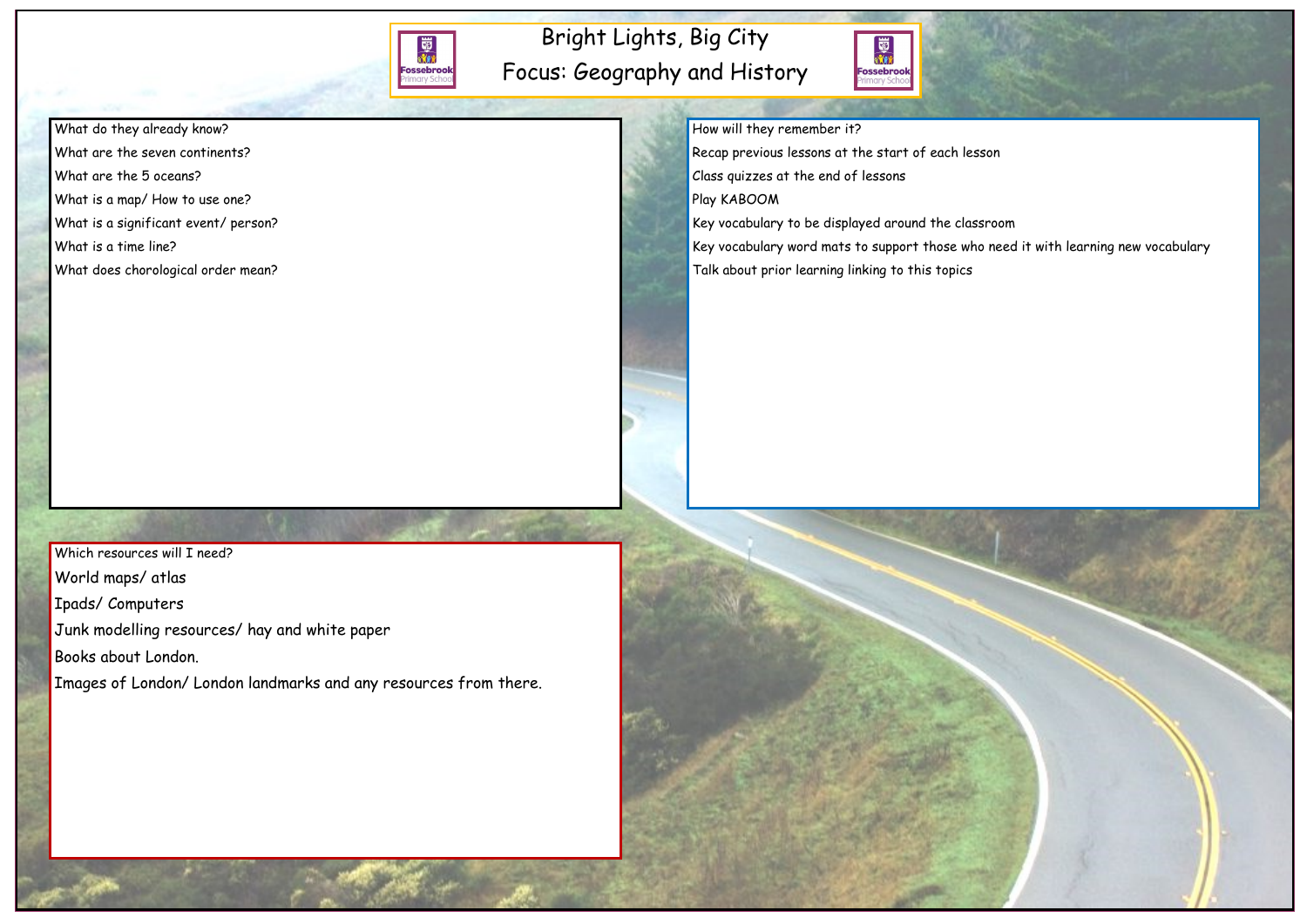# Bright Lights, Big City

## Focus: Geography and History

What do they already know?

What are the seven continents?

What are the 5 oceans?

What is a map/ How to use one?

What is a significant event/ person?

What is a time line?

What does chorological order mean?

How will they remember it?

Recap previous lessons at the start of each lesson

Class quizzes at the end of lessons

Play KABOOM

Key vocabulary to be displayed around the classroom

Key vocabulary word mats to support those who need it with learning new vocabulary

Talk about prior learning linking to this topics

Which resources will I need?

World maps/ atlas

Ipads/ Computers

Junk modelling resources/ hay and white paper

Books about London.

Images of London/ London landmarks and any resources from there.